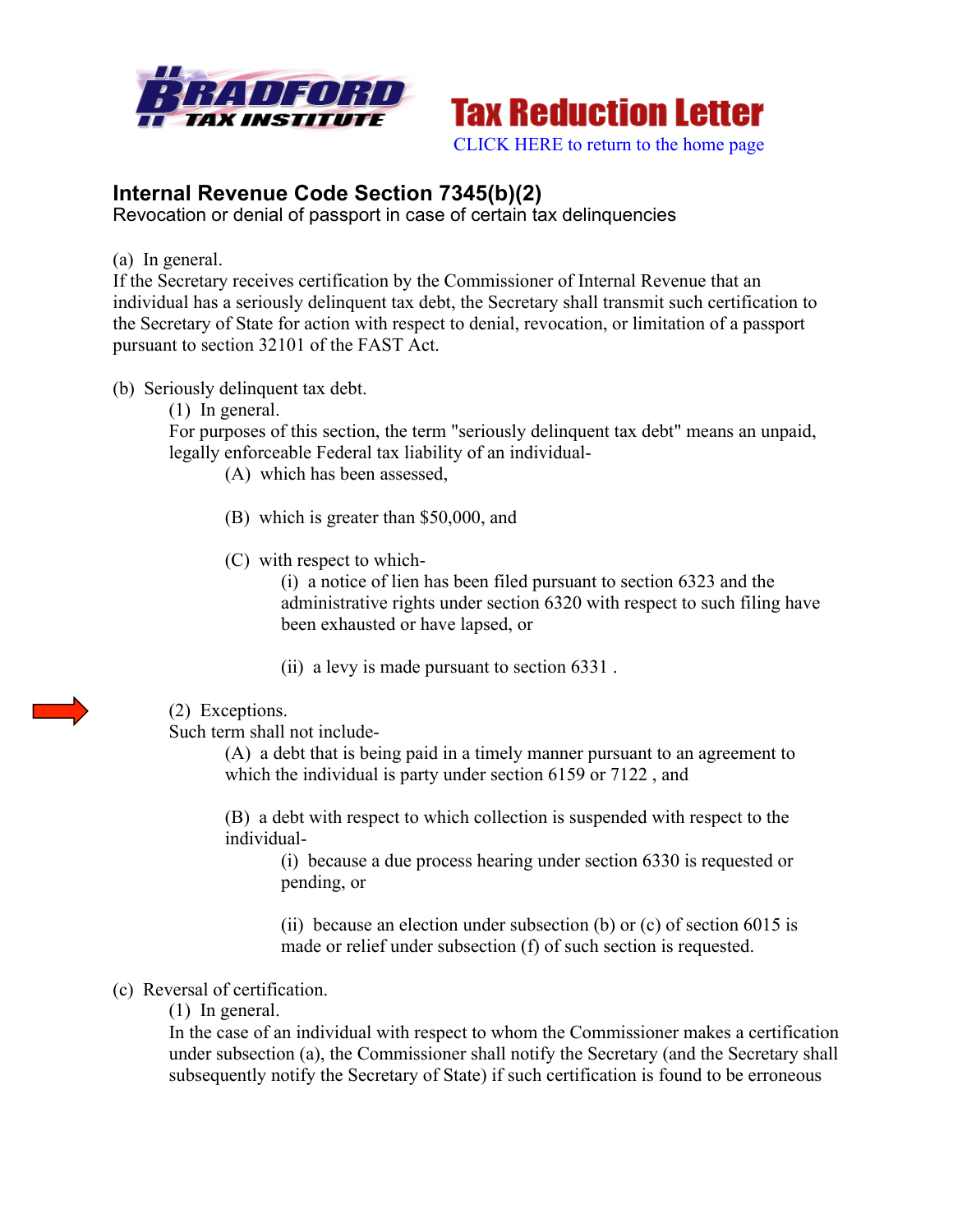Bradford Tax Institute

# Tax Reduction Letter

CLICK HERE to return to the home page

## Internal Revenue Code Section 7345(b)(2)

Revocation or denial of passport in case of certain tax delinquencies

(a) In general.

If the Secretary receives certification by the Commissioner of Internal Revenue that an individual has a seriously delinquent tax debt, the Secretary shall transmit such certification to the Secretary of State for action with respect to denial, revocation, or limitation of a passport pursuant to section 32101 of the FAST Act.

(b) Seriously delinquent tax debt.

(1) In general.

For purposes of this section, the term "seriously delinquent tax debt" means an unpaid, legally enforceable Federal tax liability of an individual-

(A) which has been assessed,

(B) which is greater than $50,000, and

(C) with respect to which-

(i) a notice of lien has been filed pursuant to section 6323 and the administrative rights under section 6320 with respect to such filing have been exhausted or have lapsed, or

(ii) a levy is made pursuant to section 6331 .

(2) Exceptions.

Such term shall not include-

(A) a debt that is being paid in a timely manner pursuant to an agreement to which the individual is party under section 6159 or 7122 , and

(B) a debt with respect to which collection is suspended with respect to the individual-

(i) because a due process hearing under section 6330 is requested or pending, or

(ii) because an election under subsection (b) or (c) of section 6015 is made or relief under subsection (f) of such section is requested.

(c) Reversal of certification.

(1) In general.

In the case of an individual with respect to whom the Commissioner makes a certification under subsection (a), the Commissioner shall notify the Secretary (and the Secretary shall subsequently notify the Secretary of State) if such certification is found to be erroneous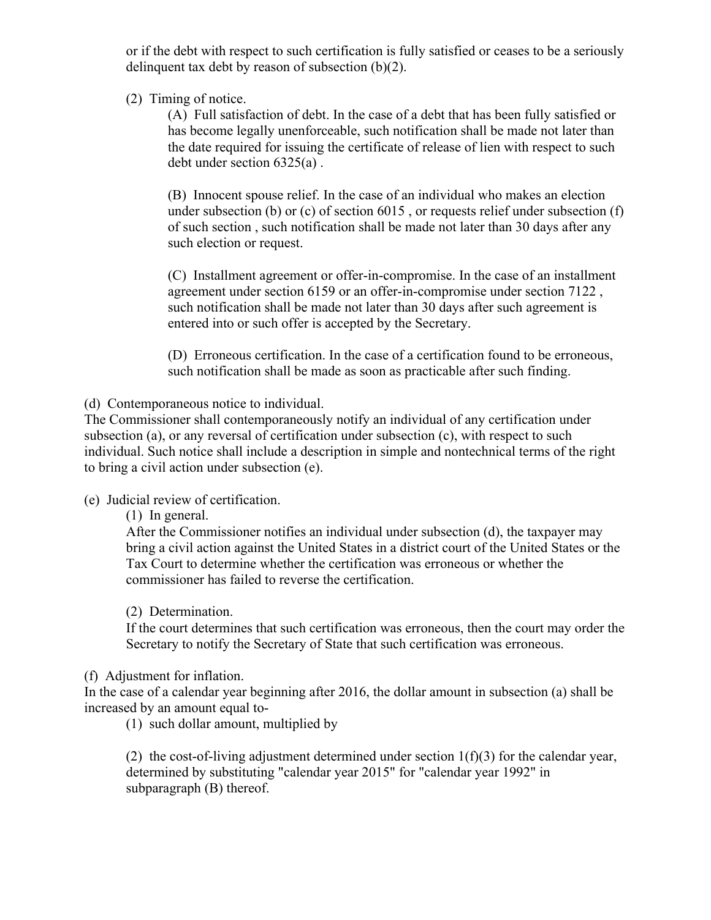or if the debt with respect to such certification is fully satisfied or ceases to be a seriously delinquent tax debt by reason of subsection (b)(2).

(2) Timing of notice.

(A) Full satisfaction of debt. In the case of a debt that has been fully satisfied or has become legally unenforceable, such notification shall be made not later than the date required for issuing the certificate of release of lien with respect to such debt under section 6325(a) .

(B) Innocent spouse relief. In the case of an individual who makes an election under subsection (b) or (c) of section 6015 , or requests relief under subsection (f) of such section , such notification shall be made not later than 30 days after any such election or request.

(C) Installment agreement or offer-in-compromise. In the case of an installment agreement under section 6159 or an offer-in-compromise under section 7122 , such notification shall be made not later than 30 days after such agreement is entered into or such offer is accepted by the Secretary.

(D) Erroneous certification. In the case of a certification found to be erroneous, such notification shall be made as soon as practicable after such finding.

(d) Contemporaneous notice to individual.

The Commissioner shall contemporaneously notify an individual of any certification under subsection (a), or any reversal of certification under subsection (c), with respect to such individual. Such notice shall include a description in simple and nontechnical terms of the right to bring a civil action under subsection (e).

(e) Judicial review of certification.

(1) In general.

After the Commissioner notifies an individual under subsection (d), the taxpayer may bring a civil action against the United States in a district court of the United States or the Tax Court to determine whether the certification was erroneous or whether the commissioner has failed to reverse the certification.

(2) Determination.

If the court determines that such certification was erroneous, then the court may order the Secretary to notify the Secretary of State that such certification was erroneous.

(f) Adjustment for inflation.

In the case of a calendar year beginning after 2016, the dollar amount in subsection (a) shall be increased by an amount equal to-

(1) such dollar amount, multiplied by

(2) the cost-of-living adjustment determined under section 1(f)(3) for the calendar year, determined by substituting "calendar year 2015" for "calendar year 1992" in subparagraph (B) thereof.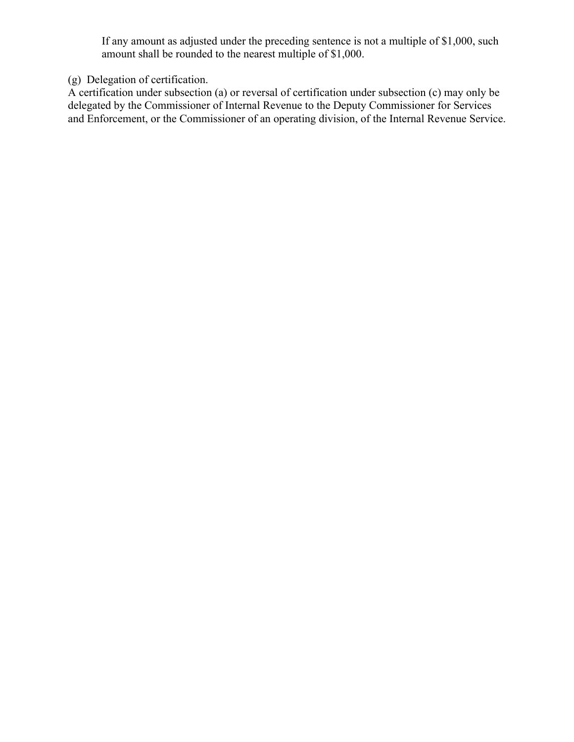If any amount as adjusted under the preceding sentence is not a multiple of $1,000, such amount shall be rounded to the nearest multiple of $1,000.

(g) Delegation of certification.

A certification under subsection (a) or reversal of certification under subsection (c) may only be delegated by the Commissioner of Internal Revenue to the Deputy Commissioner for Services and Enforcement, or the Commissioner of an operating division, of the Internal Revenue Service.